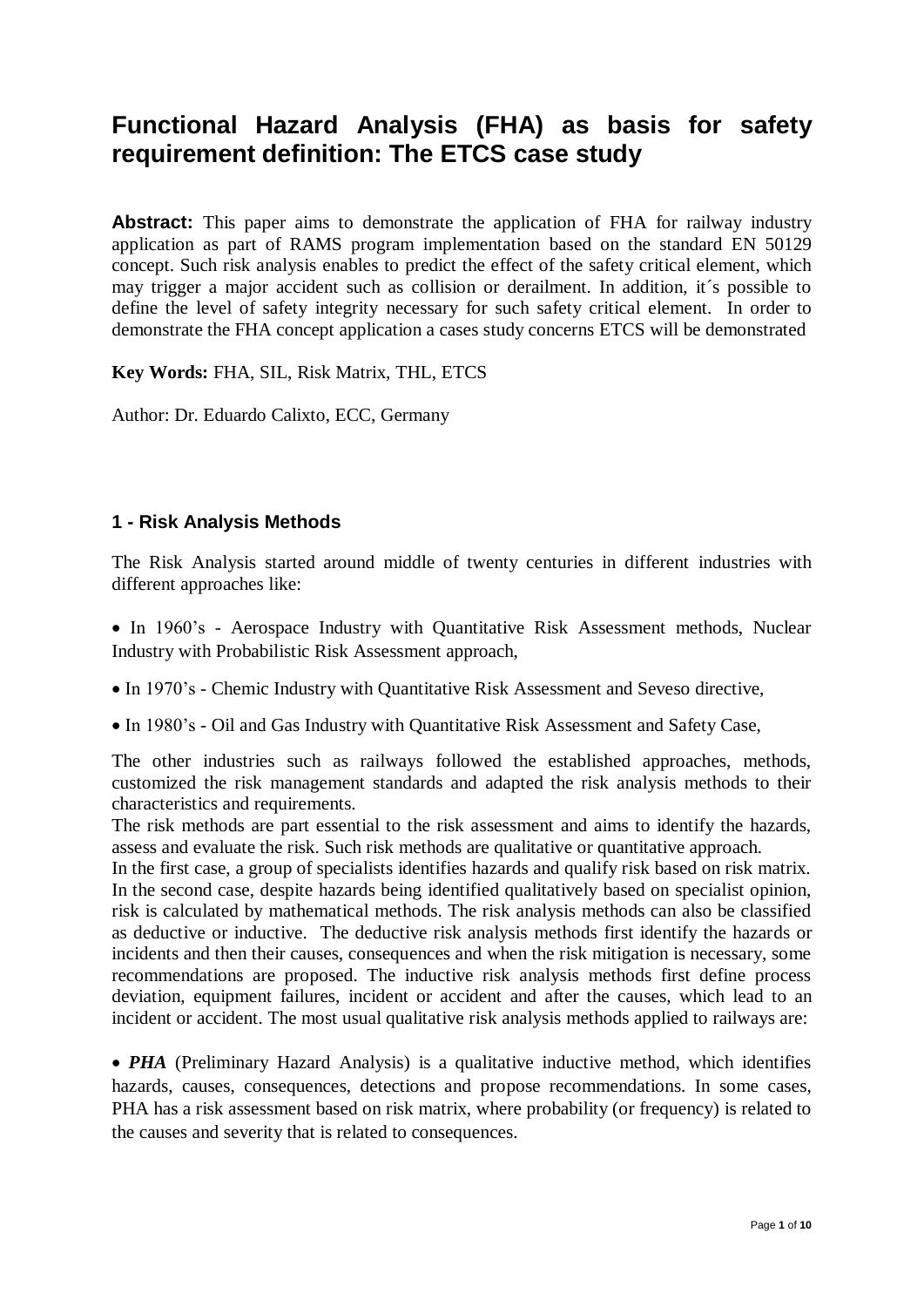# Functional Hazard Analysis (FHA) as basis for safety requirement definition: The ETCS case study

**Abstract:** This paper aims to demonstrate the application of FHA for railway industry application as part of RAMS program implementation based on the standard EN 50129 concept. Such risk analysis enables to predict the effect of the safety critical element, which may trigger a major accident such as collision or derailment. In addition, it´s possible to define the level of safety integrity necessary for such safety critical element. In order to demonstrate the FHA concept application a cases study concerns ETCS will be demonstrated

**Key Words:** FHA, SIL, Risk Matrix, THL, ETCS

Author: Dr. Eduardo Calixto, ECC, Germany

## 1 - Risk Analysis Methods

The Risk Analysis started around middle of twenty centuries in different industries with different approaches like:

- In 1960's - Aerospace Industry with Quantitative Risk Assessment methods, Nuclear Industry with Probabilistic Risk Assessment approach,
- In 1970's - Chemic Industry with Quantitative Risk Assessment and Seveso directive,
- In 1980's - Oil and Gas Industry with Quantitative Risk Assessment and Safety Case,

The other industries such as railways followed the established approaches, methods, customized the risk management standards and adapted the risk analysis methods to their characteristics and requirements.
The risk methods are part essential to the risk assessment and aims to identify the hazards, assess and evaluate the risk. Such risk methods are qualitative or quantitative approach.
In the first case, a group of specialists identifies hazards and qualify risk based on risk matrix. In the second case, despite hazards being identified qualitatively based on specialist opinion, risk is calculated by mathematical methods. The risk analysis methods can also be classified as deductive or inductive. The deductive risk analysis methods first identify the hazards or incidents and then their causes, consequences and when the risk mitigation is necessary, some recommendations are proposed. The inductive risk analysis methods first define process deviation, equipment failures, incident or accident and after the causes, which lead to an incident or accident. The most usual qualitative risk analysis methods applied to railways are:

- ***PHA*** (Preliminary Hazard Analysis) is a qualitative inductive method, which identifies hazards, causes, consequences, detections and propose recommendations. In some cases, PHA has a risk assessment based on risk matrix, where probability (or frequency) is related to the causes and severity that is related to consequences.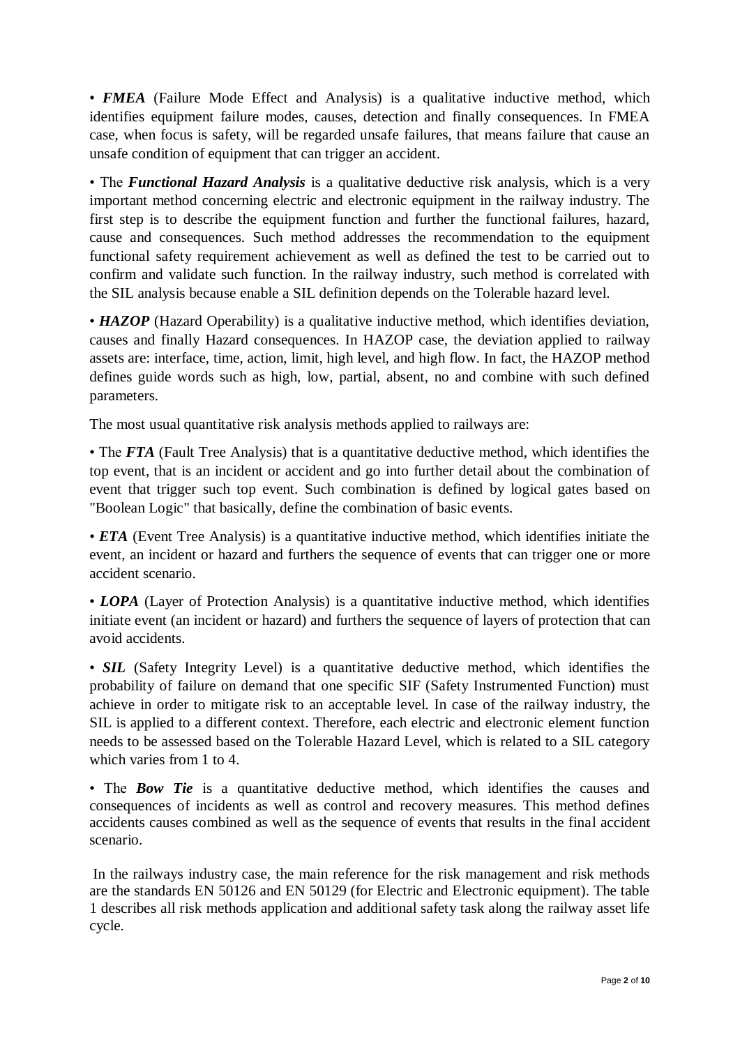• ***FMEA*** (Failure Mode Effect and Analysis) is a qualitative inductive method, which identifies equipment failure modes, causes, detection and finally consequences. In FMEA case, when focus is safety, will be regarded unsafe failures, that means failure that cause an unsafe condition of equipment that can trigger an accident.

• The ***Functional Hazard Analysis*** is a qualitative deductive risk analysis, which is a very important method concerning electric and electronic equipment in the railway industry. The first step is to describe the equipment function and further the functional failures, hazard, cause and consequences. Such method addresses the recommendation to the equipment functional safety requirement achievement as well as defined the test to be carried out to confirm and validate such function. In the railway industry, such method is correlated with the SIL analysis because enable a SIL definition depends on the Tolerable hazard level.

• ***HAZOP*** (Hazard Operability) is a qualitative inductive method, which identifies deviation, causes and finally Hazard consequences. In HAZOP case, the deviation applied to railway assets are: interface, time, action, limit, high level, and high flow. In fact, the HAZOP method defines guide words such as high, low, partial, absent, no and combine with such defined parameters.

The most usual quantitative risk analysis methods applied to railways are:

• The ***FTA*** (Fault Tree Analysis) that is a quantitative deductive method, which identifies the top event, that is an incident or accident and go into further detail about the combination of event that trigger such top event. Such combination is defined by logical gates based on "Boolean Logic" that basically, define the combination of basic events.

• ***ETA*** (Event Tree Analysis) is a quantitative inductive method, which identifies initiate the event, an incident or hazard and furthers the sequence of events that can trigger one or more accident scenario.

• ***LOPA*** (Layer of Protection Analysis) is a quantitative inductive method, which identifies initiate event (an incident or hazard) and furthers the sequence of layers of protection that can avoid accidents.

• ***SIL*** (Safety Integrity Level) is a quantitative deductive method, which identifies the probability of failure on demand that one specific SIF (Safety Instrumented Function) must achieve in order to mitigate risk to an acceptable level. In case of the railway industry, the SIL is applied to a different context. Therefore, each electric and electronic element function needs to be assessed based on the Tolerable Hazard Level, which is related to a SIL category which varies from 1 to 4.

• The ***Bow Tie*** is a quantitative deductive method, which identifies the causes and consequences of incidents as well as control and recovery measures. This method defines accidents causes combined as well as the sequence of events that results in the final accident scenario.

In the railways industry case, the main reference for the risk management and risk methods are the standards EN 50126 and EN 50129 (for Electric and Electronic equipment). The table 1 describes all risk methods application and additional safety task along the railway asset life cycle.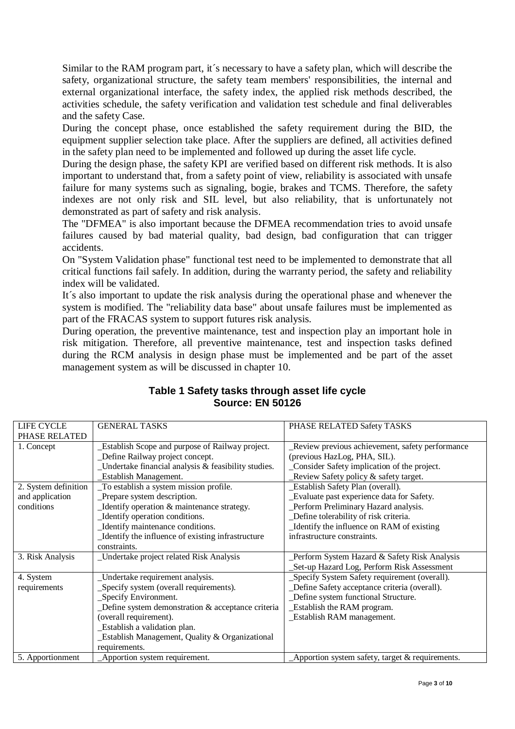Similar to the RAM program part, it´s necessary to have a safety plan, which will describe the safety, organizational structure, the safety team members' responsibilities, the internal and external organizational interface, the safety index, the applied risk methods described, the activities schedule, the safety verification and validation test schedule and final deliverables and the safety Case.

During the concept phase, once established the safety requirement during the BID, the equipment supplier selection take place. After the suppliers are defined, all activities defined in the safety plan need to be implemented and followed up during the asset life cycle.

During the design phase, the safety KPI are verified based on different risk methods. It is also important to understand that, from a safety point of view, reliability is associated with unsafe failure for many systems such as signaling, bogie, brakes and TCMS. Therefore, the safety indexes are not only risk and SIL level, but also reliability, that is unfortunately not demonstrated as part of safety and risk analysis.

The "DFMEA" is also important because the DFMEA recommendation tries to avoid unsafe failures caused by bad material quality, bad design, bad configuration that can trigger accidents.

On "System Validation phase" functional test need to be implemented to demonstrate that all critical functions fail safely. In addition, during the warranty period, the safety and reliability index will be validated.

It´s also important to update the risk analysis during the operational phase and whenever the system is modified. The "reliability data base" about unsafe failures must be implemented as part of the FRACAS system to support futures risk analysis.

During operation, the preventive maintenance, test and inspection play an important hole in risk mitigation. Therefore, all preventive maintenance, test and inspection tasks defined during the RCM analysis in design phase must be implemented and be part of the asset management system as will be discussed in chapter 10.

**Table 1 Safety tasks through asset life cycle**
**Source: EN 50126**

| LIFE CYCLE PHASE RELATED | GENERAL TASKS | PHASE RELATED Safety TASKS |
|---|---|---|
| 1. Concept | _Establish Scope and purpose of Railway project.<br>_Define Railway project concept.<br>_Undertake financial analysis & feasibility studies.<br>_Establish Management. | _Review previous achievement, safety performance (previous HazLog, PHA, SIL).<br>_Consider Safety implication of the project.<br>_Review Safety policy & safety target. |
| 2. System definition and application conditions | _To establish a system mission profile.<br>_Prepare system description.<br>_Identify operation & maintenance strategy.<br>_Identify operation conditions.<br>_Identify maintenance conditions.<br>_Identify the influence of existing infrastructure constraints. | _Establish Safety Plan (overall).<br>_Evaluate past experience data for Safety.<br>_Perform Preliminary Hazard analysis.<br>_Define tolerability of risk criteria.<br>_Identify the influence on RAM of existing infrastructure constraints. |
| 3. Risk Analysis | _Undertake project related Risk Analysis | _Perform System Hazard & Safety Risk Analysis<br>_Set-up Hazard Log, Perform Risk Assessment |
| 4. System requirements | _Undertake requirement analysis.<br>_Specify system (overall requirements).<br>_Specify Environment.<br>_Define system demonstration & acceptance criteria (overall requirement).<br>_Establish a validation plan.<br>_Establish Management, Quality & Organizational requirements. | _Specify System Safety requirement (overall).<br>_Define Safety acceptance criteria (overall).<br>_Define system functional Structure.<br>_Establish the RAM program.<br>_Establish RAM management. |
| 5. Apportionment | _Apportion system requirement. | _Apportion system safety, target & requirements. |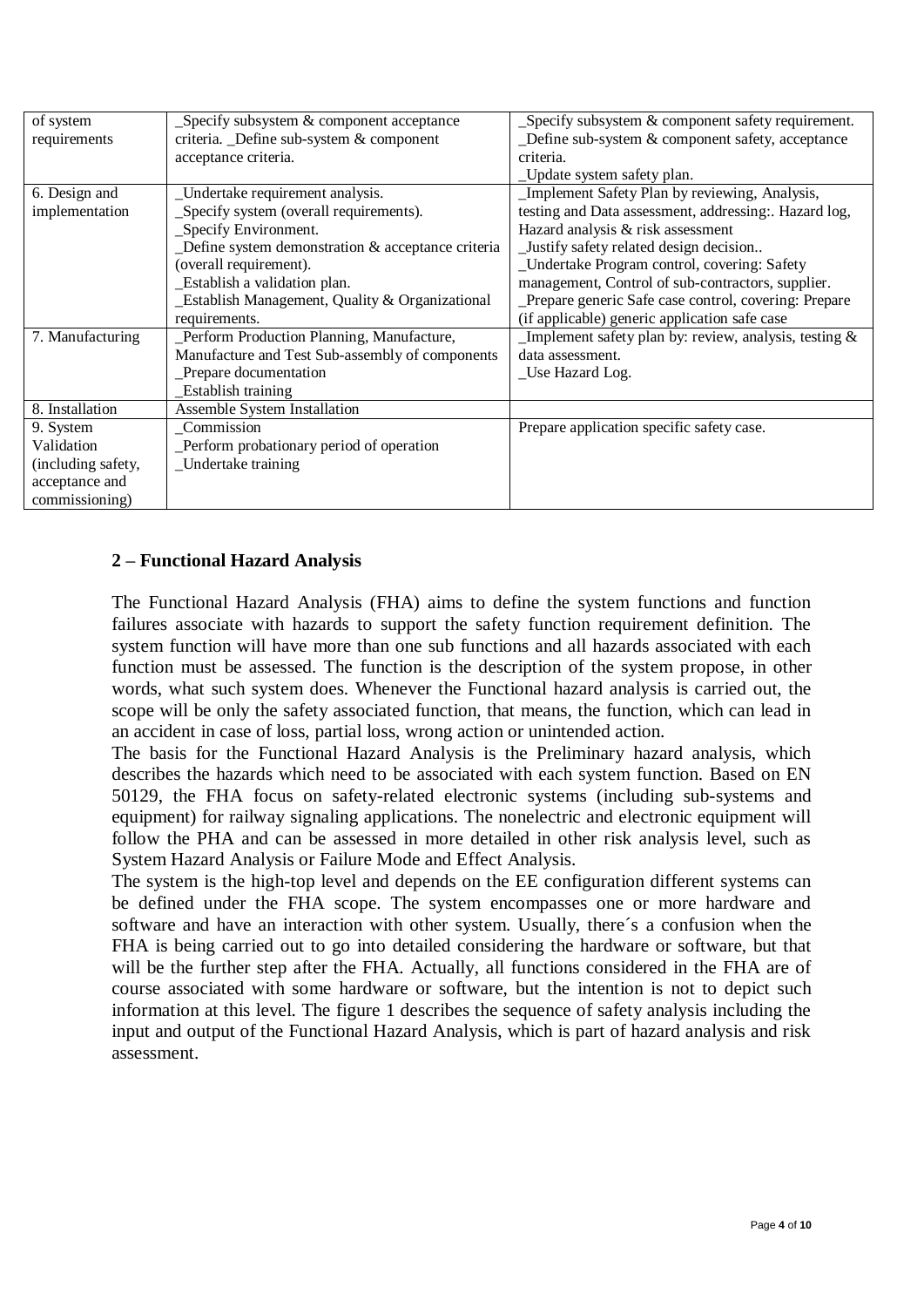| of system requirements | _Specify subsystem & component acceptance criteria. _Define sub-system & component acceptance criteria. | _Specify subsystem & component safety requirement. _Define sub-system & component safety, acceptance criteria. _Update system safety plan. |
|---|---|---|
| 6. Design and implementation | _Undertake requirement analysis. _Specify system (overall requirements). _Specify Environment. _Define system demonstration & acceptance criteria (overall requirement). _Establish a validation plan. _Establish Management, Quality & Organizational requirements. | _Implement Safety Plan by reviewing, Analysis, testing and Data assessment, addressing:. Hazard log, Hazard analysis & risk assessment _Justify safety related design decision.. _Undertake Program control, covering: Safety management, Control of sub-contractors, supplier. _Prepare generic Safe case control, covering: Prepare (if applicable) generic application safe case |
| 7. Manufacturing | _Perform Production Planning, Manufacture, Manufacture and Test Sub-assembly of components _Prepare documentation _Establish training | _Implement safety plan by: review, analysis, testing & data assessment. _Use Hazard Log. |
| 8. Installation | Assemble System Installation | |
| 9. System Validation (including safety, acceptance and commissioning) | _Commission _Perform probationary period of operation _Undertake training | Prepare application specific safety case. |

## 2 – Functional Hazard Analysis

The Functional Hazard Analysis (FHA) aims to define the system functions and function failures associate with hazards to support the safety function requirement definition. The system function will have more than one sub functions and all hazards associated with each function must be assessed. The function is the description of the system propose, in other words, what such system does. Whenever the Functional hazard analysis is carried out, the scope will be only the safety associated function, that means, the function, which can lead in an accident in case of loss, partial loss, wrong action or unintended action.

The basis for the Functional Hazard Analysis is the Preliminary hazard analysis, which describes the hazards which need to be associated with each system function. Based on EN 50129, the FHA focus on safety-related electronic systems (including sub-systems and equipment) for railway signaling applications. The nonelectric and electronic equipment will follow the PHA and can be assessed in more detailed in other risk analysis level, such as System Hazard Analysis or Failure Mode and Effect Analysis.

The system is the high-top level and depends on the EE configuration different systems can be defined under the FHA scope. The system encompasses one or more hardware and software and have an interaction with other system. Usually, there´s a confusion when the FHA is being carried out to go into detailed considering the hardware or software, but that will be the further step after the FHA. Actually, all functions considered in the FHA are of course associated with some hardware or software, but the intention is not to depict such information at this level. The figure 1 describes the sequence of safety analysis including the input and output of the Functional Hazard Analysis, which is part of hazard analysis and risk assessment.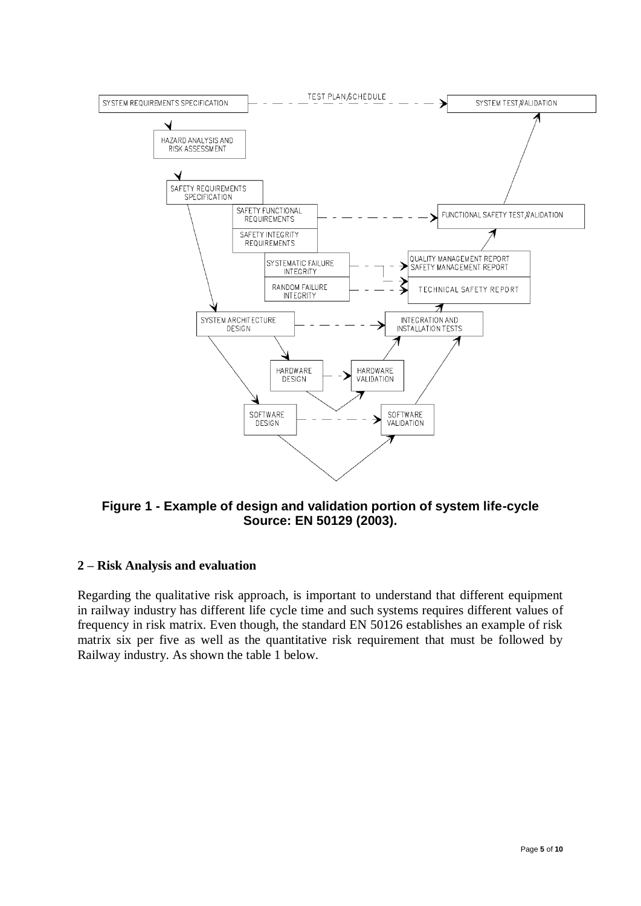**Figure 1 - Example of design and validation portion of system life-cycle Source: EN 50129 (2003).**

## 2 – Risk Analysis and evaluation

Regarding the qualitative risk approach, is important to understand that different equipment in railway industry has different life cycle time and such systems requires different values of frequency in risk matrix. Even though, the standard EN 50126 establishes an example of risk matrix six per five as well as the quantitative risk requirement that must be followed by Railway industry. As shown the table 1 below.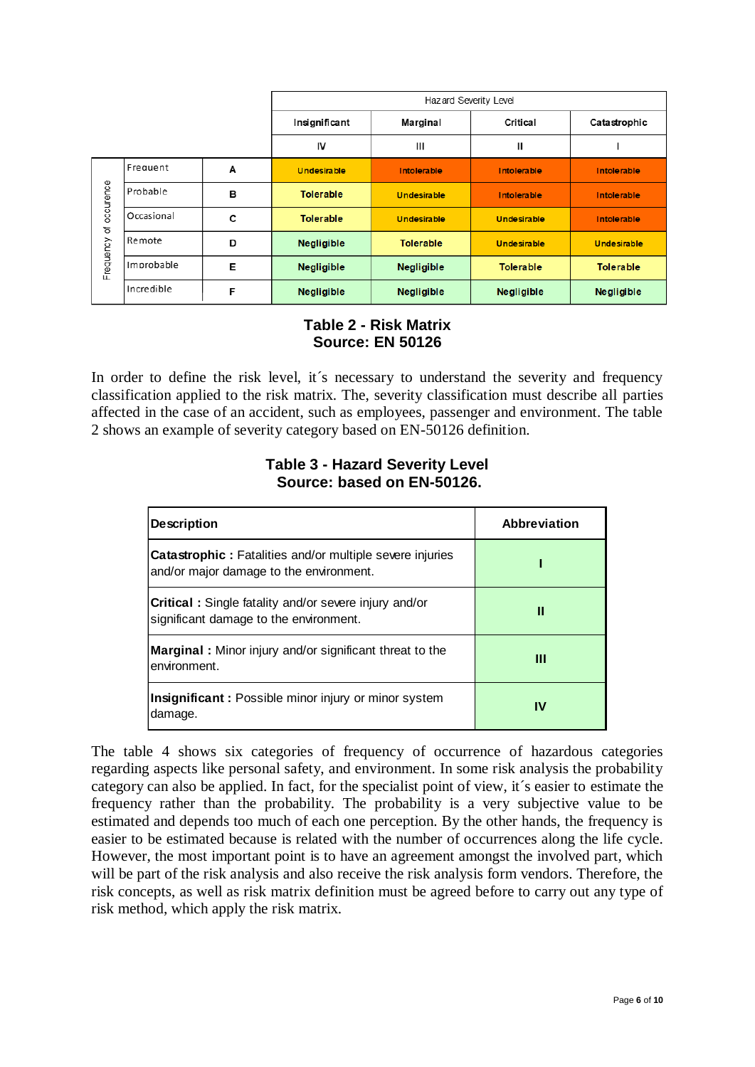| | | | Hazard Severity Level | | | |
|---|---|---|---|---|---|---|
| | | | Insignificant | Marginal | Critical | Catastrophic |
| | | | IV | III | II | I |
| Frequency of occurence | Frequent | A | Undesirable | Intolerable | Intolerable | Intolerable |
| | Probable | B | Tolerable | Undesirable | Intolerable | Intolerable |
| | Occasional | C | Tolerable | Undesirable | Undesirable | Intolerable |
| | Remote | D | Negligible | Tolerable | Undesirable | Undesirable |
| | Improbable | E | Negligible | Negligible | Tolerable | Tolerable |
| | Incredible | F | Negligible | Negligible | Negligible | Negligible |

**Table 2 - Risk Matrix**
**Source: EN 50126**

In order to define the risk level, it´s necessary to understand the severity and frequency classification applied to the risk matrix. The, severity classification must describe all parties affected in the case of an accident, such as employees, passenger and environment. The table 2 shows an example of severity category based on EN-50126 definition.

**Table 3 - Hazard Severity Level**
**Source: based on EN-50126.**

| Description | Abbreviation |
|---|---|
| **Catastrophic :** Fatalities and/or multiple severe injuries and/or major damage to the environment. | I |
| **Critical :** Single fatality and/or severe injury and/or significant damage to the environment. | II |
| **Marginal :** Minor injury and/or significant threat to the environment. | III |
| **Insignificant :** Possible minor injury or minor system damage. | IV |

The table 4 shows six categories of frequency of occurrence of hazardous categories regarding aspects like personal safety, and environment. In some risk analysis the probability category can also be applied. In fact, for the specialist point of view, it´s easier to estimate the frequency rather than the probability. The probability is a very subjective value to be estimated and depends too much of each one perception. By the other hands, the frequency is easier to be estimated because is related with the number of occurrences along the life cycle. However, the most important point is to have an agreement amongst the involved part, which will be part of the risk analysis and also receive the risk analysis form vendors. Therefore, the risk concepts, as well as risk matrix definition must be agreed before to carry out any type of risk method, which apply the risk matrix.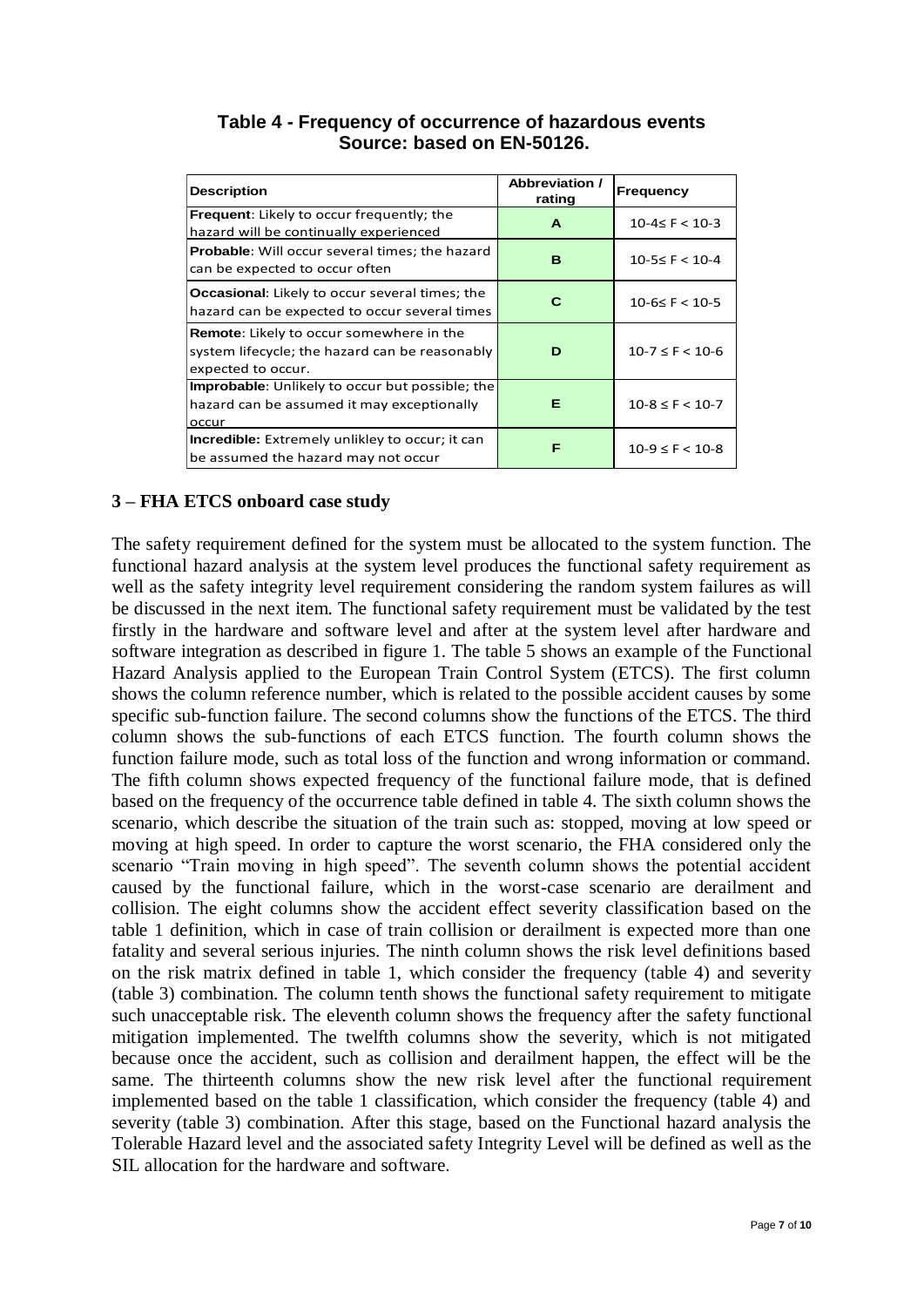**Table 4 - Frequency of occurrence of hazardous events**
**Source: based on EN-50126.**

| Description | Abbreviation / rating | Frequency |
|---|---|---|
| **Frequent**: Likely to occur frequently; the hazard will be continually experienced | **A** | $10^{-4} \leq F < 10^{-3}$ |
| **Probable**: Will occur several times; the hazard can be expected to occur often | **B** | $10^{-5} \leq F < 10^{-4}$ |
| **Occasional**: Likely to occur several times; the hazard can be expected to occur several times | **C** | $10^{-6} \leq F < 10^{-5}$ |
| **Remote**: Likely to occur somewhere in the system lifecycle; the hazard can be reasonably expected to occur. | **D** | $10^{-7} \leq F < 10^{-6}$ |
| **Improbable**: Unlikely to occur but possible; the hazard can be assumed it may exceptionally occur | **E** | $10^{-8} \leq F < 10^{-7}$ |
| **Incredible:** Extremely unlikley to occur; it can be assumed the hazard may not occur | **F** | $10^{-9} \leq F < 10^{-8}$ |

## 3 – FHA ETCS onboard case study

The safety requirement defined for the system must be allocated to the system function. The functional hazard analysis at the system level produces the functional safety requirement as well as the safety integrity level requirement considering the random system failures as will be discussed in the next item. The functional safety requirement must be validated by the test firstly in the hardware and software level and after at the system level after hardware and software integration as described in figure 1. The table 5 shows an example of the Functional Hazard Analysis applied to the European Train Control System (ETCS). The first column shows the column reference number, which is related to the possible accident causes by some specific sub-function failure. The second columns show the functions of the ETCS. The third column shows the sub-functions of each ETCS function. The fourth column shows the function failure mode, such as total loss of the function and wrong information or command. The fifth column shows expected frequency of the functional failure mode, that is defined based on the frequency of the occurrence table defined in table 4. The sixth column shows the scenario, which describe the situation of the train such as: stopped, moving at low speed or moving at high speed. In order to capture the worst scenario, the FHA considered only the scenario "Train moving in high speed". The seventh column shows the potential accident caused by the functional failure, which in the worst-case scenario are derailment and collision. The eight columns show the accident effect severity classification based on the table 1 definition, which in case of train collision or derailment is expected more than one fatality and several serious injuries. The ninth column shows the risk level definitions based on the risk matrix defined in table 1, which consider the frequency (table 4) and severity (table 3) combination. The column tenth shows the functional safety requirement to mitigate such unacceptable risk. The eleventh column shows the frequency after the safety functional mitigation implemented. The twelfth columns show the severity, which is not mitigated because once the accident, such as collision and derailment happen, the effect will be the same. The thirteenth columns show the new risk level after the functional requirement implemented based on the table 1 classification, which consider the frequency (table 4) and severity (table 3) combination. After this stage, based on the Functional hazard analysis the Tolerable Hazard level and the associated safety Integrity Level will be defined as well as the SIL allocation for the hardware and software.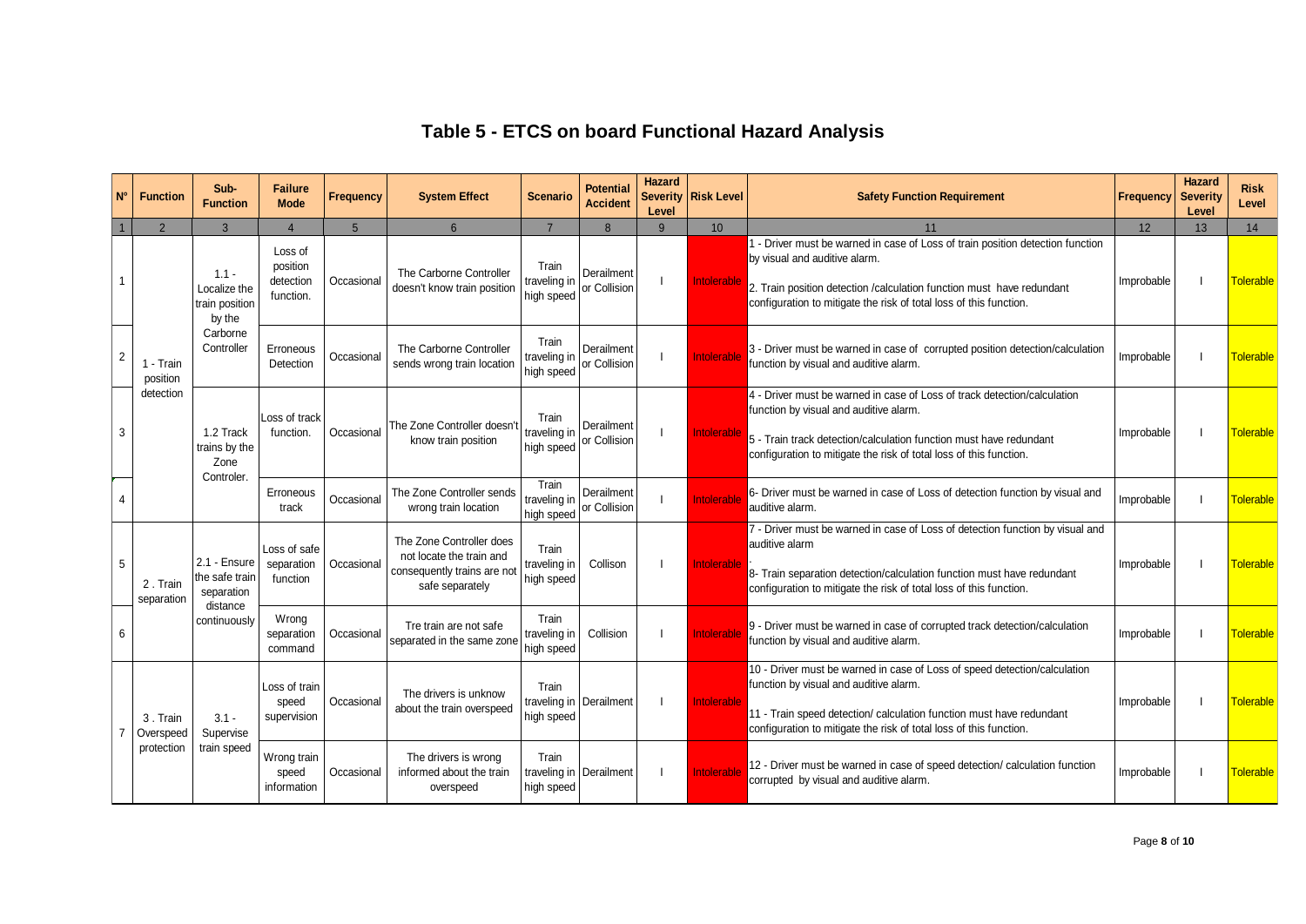# Table 5 - ETCS on board Functional Hazard Analysis

| N° | Function | Sub-Function | Failure Mode | Frequency | System Effect | Scenario | Potential Accident | Hazard Severity Level | Risk Level | Safety Function Requirement | Frequency | Hazard Severity Level | Risk Level |
|---|---|---|---|---|---|---|---|---|---|---|---|---|---|
| 1 | 2 | 3 | 4 | 5 | 6 | 7 | 8 | 9 | 10 | 11 | 12 | 13 | 14 |
| 1 | 1 - Train position detection | 1.1 - Localize the train position by the Carborne Controller | Loss of position detection function. | Occasional | The Carborne Controller doesn't know train position | Train traveling in high speed | Derailment or Collision | I | Intolerable | 1 - Driver must be warned in case of Loss of train position detection function by visual and auditive alarm.<br><br>2. Train position detection /calculation function must have redundant configuration to mitigate the risk of total loss of this function. | Improbable | I | Tolerable |
| 2 | | | Erroneous Detection | Occasional | The Carborne Controller sends wrong train location | Train traveling in high speed | Derailment or Collision | I | Intolerable | 3 - Driver must be warned in case of corrupted position detection/calculation function by visual and auditive alarm. | Improbable | I | Tolerable |
| 3 | | 1.2 Track trains by the Zone Controler. | Loss of track function. | Occasional | The Zone Controller doesn't know train position | Train traveling in high speed | Derailment or Collision | I | Intolerable | 4 - Driver must be warned in case of Loss of track detection/calculation function by visual and auditive alarm.<br><br>5 - Train track detection/calculation function must have redundant configuration to mitigate the risk of total loss of this function. | Improbable | I | Tolerable |
| 4 | | | Erroneous track | Occasional | The Zone Controller sends wrong train location | Train traveling in high speed | Derailment or Collision | I | Intolerable | 6- Driver must be warned in case of Loss of detection function by visual and auditive alarm. | Improbable | I | Tolerable |
| 5 | 2 . Train separation | 2.1 - Ensure the safe train separation distance continuously | Loss of safe separation function | Occasional | The Zone Controller does not locate the train and consequently trains are not safe separately | Train traveling in high speed | Collison | I | Intolerable | 7 - Driver must be warned in case of Loss of detection function by visual and auditive alarm<br>.<br>8- Train separation detection/calculation function must have redundant configuration to mitigate the risk of total loss of this function. | Improbable | I | Tolerable |
| 6 | | | Wrong separation command | Occasional | Tre train are not safe separated in the same zone | Train traveling in high speed | Collision | I | Intolerable | 9 - Driver must be warned in case of corrupted track detection/calculation function by visual and auditive alarm. | Improbable | I | Tolerable |
| 7 | 3 . Train Overspeed protection | 3.1 - Supervise train speed | Loss of train speed supervision | Occasional | The drivers is unknow about the train overspeed | Train traveling in high speed | Derailment | I | Intolerable | 10 - Driver must be warned in case of Loss of speed detection/calculation function by visual and auditive alarm.<br><br>11 - Train speed detection/ calculation function must have redundant configuration to mitigate the risk of total loss of this function. | Improbable | I | Tolerable |
| | | | Wrong train speed information | Occasional | The drivers is wrong informed about the train overspeed | Train traveling in high speed | Derailment | I | Intolerable | 12 - Driver must be warned in case of speed detection/ calculation function corrupted by visual and auditive alarm. | Improbable | I | Tolerable |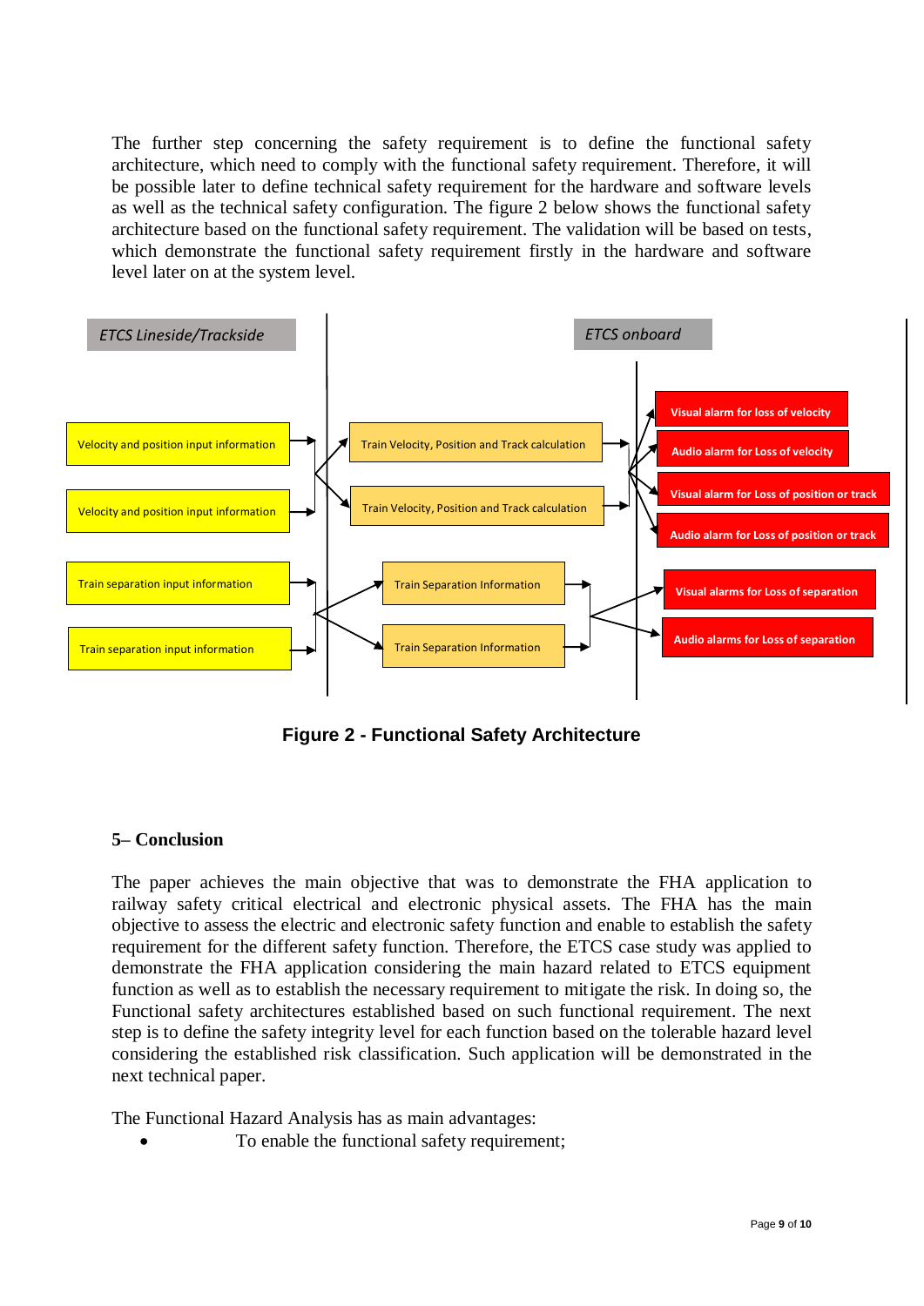The further step concerning the safety requirement is to define the functional safety architecture, which need to comply with the functional safety requirement. Therefore, it will be possible later to define technical safety requirement for the hardware and software levels as well as the technical safety configuration. The figure 2 below shows the functional safety architecture based on the functional safety requirement. The validation will be based on tests, which demonstrate the functional safety requirement firstly in the hardware and software level later on at the system level.

*ETCS Lineside/Trackside*

*ETCS onboard*

Velocity and position input information

Velocity and position input information

Train separation input information

Train separation input information

Train Velocity, Position and Track calculation

Train Velocity, Position and Track calculation

Train Separation Information

Train Separation Information

Visual alarm for loss of velocity

Audio alarm for Loss of velocity

Visual alarm for Loss of position or track

Audio alarm for Loss of position or track

Visual alarms for Loss of separation

Audio alarms for Loss of separation

**Figure 2 - Functional Safety Architecture**

## 5– Conclusion

The paper achieves the main objective that was to demonstrate the FHA application to railway safety critical electrical and electronic physical assets. The FHA has the main objective to assess the electric and electronic safety function and enable to establish the safety requirement for the different safety function. Therefore, the ETCS case study was applied to demonstrate the FHA application considering the main hazard related to ETCS equipment function as well as to establish the necessary requirement to mitigate the risk. In doing so, the Functional safety architectures established based on such functional requirement. The next step is to define the safety integrity level for each function based on the tolerable hazard level considering the established risk classification. Such application will be demonstrated in the next technical paper.

The Functional Hazard Analysis has as main advantages:

- To enable the functional safety requirement;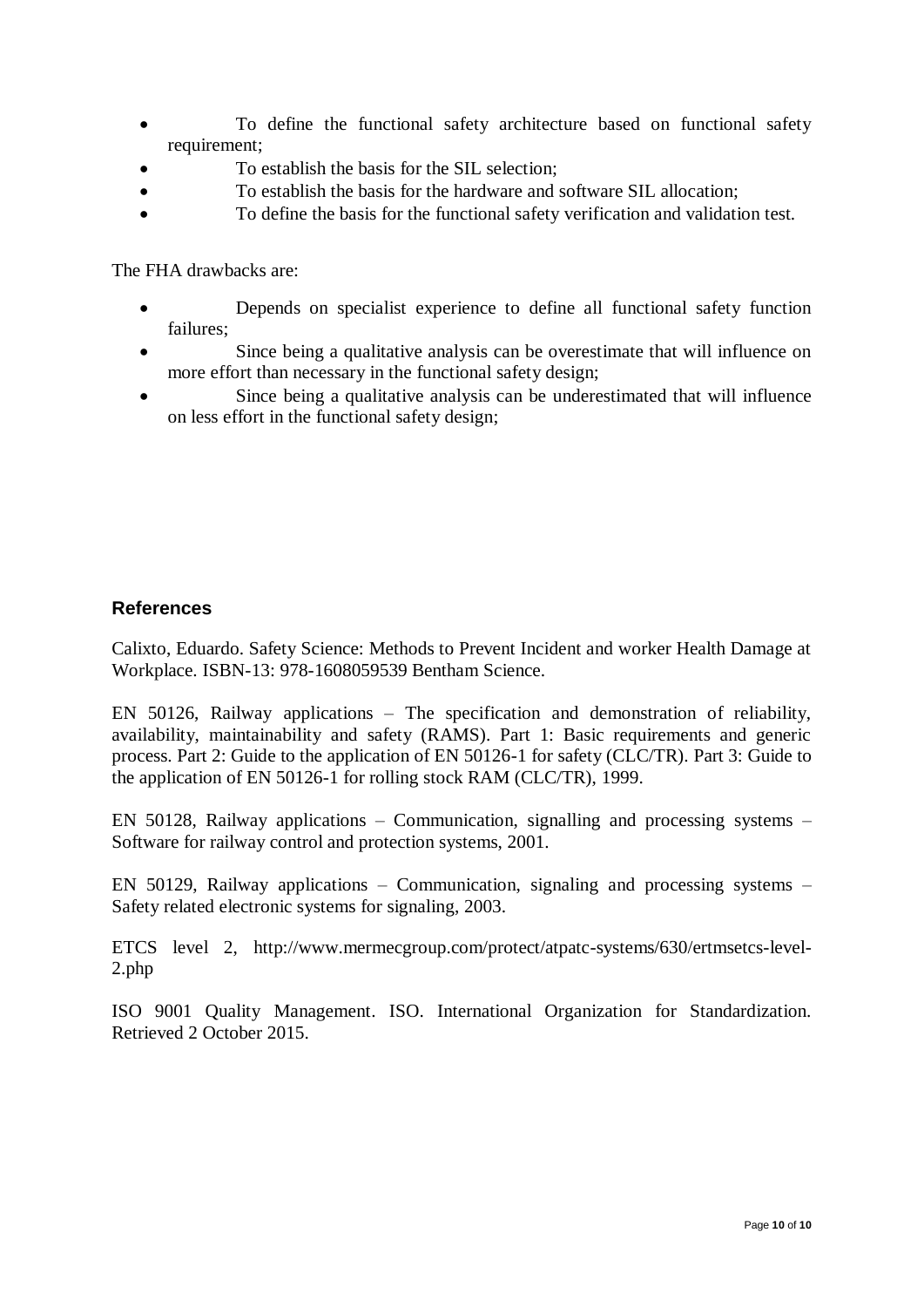- To define the functional safety architecture based on functional safety requirement;
- To establish the basis for the SIL selection;
- To establish the basis for the hardware and software SIL allocation;
- To define the basis for the functional safety verification and validation test.

The FHA drawbacks are:

- Depends on specialist experience to define all functional safety function failures;
- Since being a qualitative analysis can be overestimate that will influence on more effort than necessary in the functional safety design;
- Since being a qualitative analysis can be underestimated that will influence on less effort in the functional safety design;

## References

Calixto, Eduardo. Safety Science: Methods to Prevent Incident and worker Health Damage at Workplace. ISBN-13: 978-1608059539 Bentham Science.

EN 50126, Railway applications – The specification and demonstration of reliability, availability, maintainability and safety (RAMS). Part 1: Basic requirements and generic process. Part 2: Guide to the application of EN 50126-1 for safety (CLC/TR). Part 3: Guide to the application of EN 50126-1 for rolling stock RAM (CLC/TR), 1999.

EN 50128, Railway applications – Communication, signalling and processing systems – Software for railway control and protection systems, 2001.

EN 50129, Railway applications – Communication, signaling and processing systems – Safety related electronic systems for signaling, 2003.

ETCS level 2, http://www.mermecgroup.com/protect/atpatc-systems/630/ertmsetcs-level-2.php

ISO 9001 Quality Management. ISO. International Organization for Standardization. Retrieved 2 October 2015.